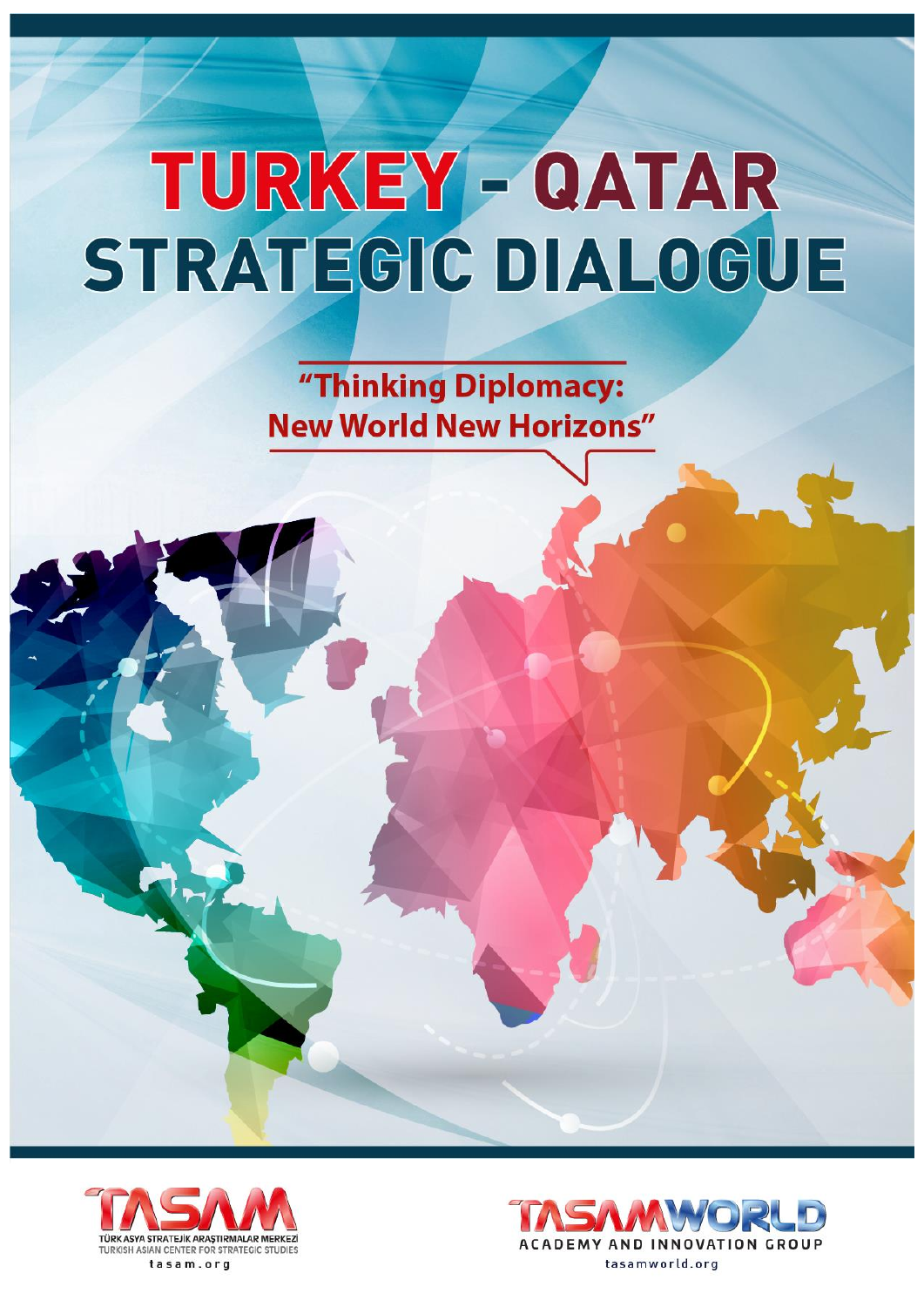# TURKEY - QATAR STRATEGIC DIALOGUE

"Thinking Diplomacy: New World New Horizons"

TASAM

TÜRK ASYA STRATEJİK ARAŞTIRMALAR MERKEZİ
TURKISH ASIAN CENTER FOR STRATEGIC STUDIES
tasam.org

TASAMWORLD
ACADEMY AND INNOVATION GROUP
tasamworld.org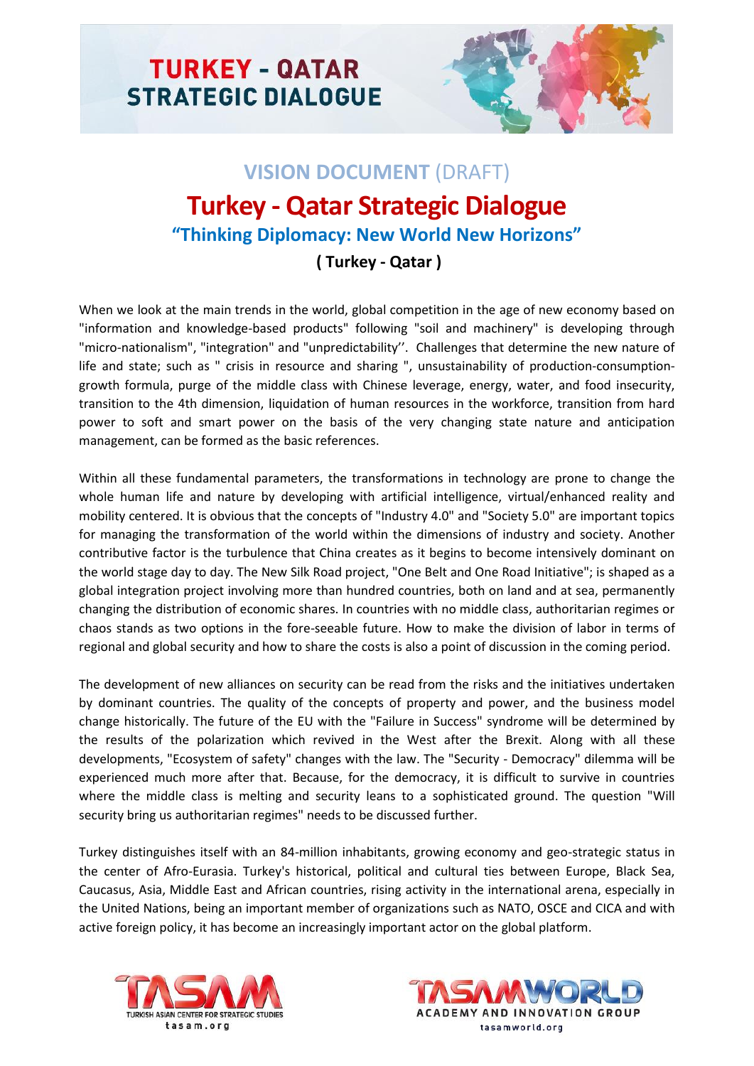# VISION DOCUMENT (DRAFT)

# Turkey - Qatar Strategic Dialogue

## "Thinking Diplomacy: New World New Horizons"

### ( Turkey - Qatar )

When we look at the main trends in the world, global competition in the age of new economy based on "information and knowledge-based products" following "soil and machinery" is developing through "micro-nationalism", "integration" and "unpredictability''. Challenges that determine the new nature of life and state; such as " crisis in resource and sharing ", unsustainability of production-consumption-growth formula, purge of the middle class with Chinese leverage, energy, water, and food insecurity, transition to the 4th dimension, liquidation of human resources in the workforce, transition from hard power to soft and smart power on the basis of the very changing state nature and anticipation management, can be formed as the basic references.

Within all these fundamental parameters, the transformations in technology are prone to change the whole human life and nature by developing with artificial intelligence, virtual/enhanced reality and mobility centered. It is obvious that the concepts of "Industry 4.0" and "Society 5.0" are important topics for managing the transformation of the world within the dimensions of industry and society. Another contributive factor is the turbulence that China creates as it begins to become intensively dominant on the world stage day to day. The New Silk Road project, "One Belt and One Road Initiative"; is shaped as a global integration project involving more than hundred countries, both on land and at sea, permanently changing the distribution of economic shares. In countries with no middle class, authoritarian regimes or chaos stands as two options in the fore-seeable future. How to make the division of labor in terms of regional and global security and how to share the costs is also a point of discussion in the coming period.

The development of new alliances on security can be read from the risks and the initiatives undertaken by dominant countries. The quality of the concepts of property and power, and the business model change historically. The future of the EU with the "Failure in Success" syndrome will be determined by the results of the polarization which revived in the West after the Brexit. Along with all these developments, "Ecosystem of safety" changes with the law. The "Security - Democracy" dilemma will be experienced much more after that. Because, for the democracy, it is difficult to survive in countries where the middle class is melting and security leans to a sophisticated ground. The question "Will security bring us authoritarian regimes" needs to be discussed further.

Turkey distinguishes itself with an 84-million inhabitants, growing economy and geo-strategic status in the center of Afro-Eurasia. Turkey's historical, political and cultural ties between Europe, Black Sea, Caucasus, Asia, Middle East and African countries, rising activity in the international arena, especially in the United Nations, being an important member of organizations such as NATO, OSCE and CICA and with active foreign policy, it has become an increasingly important actor on the global platform.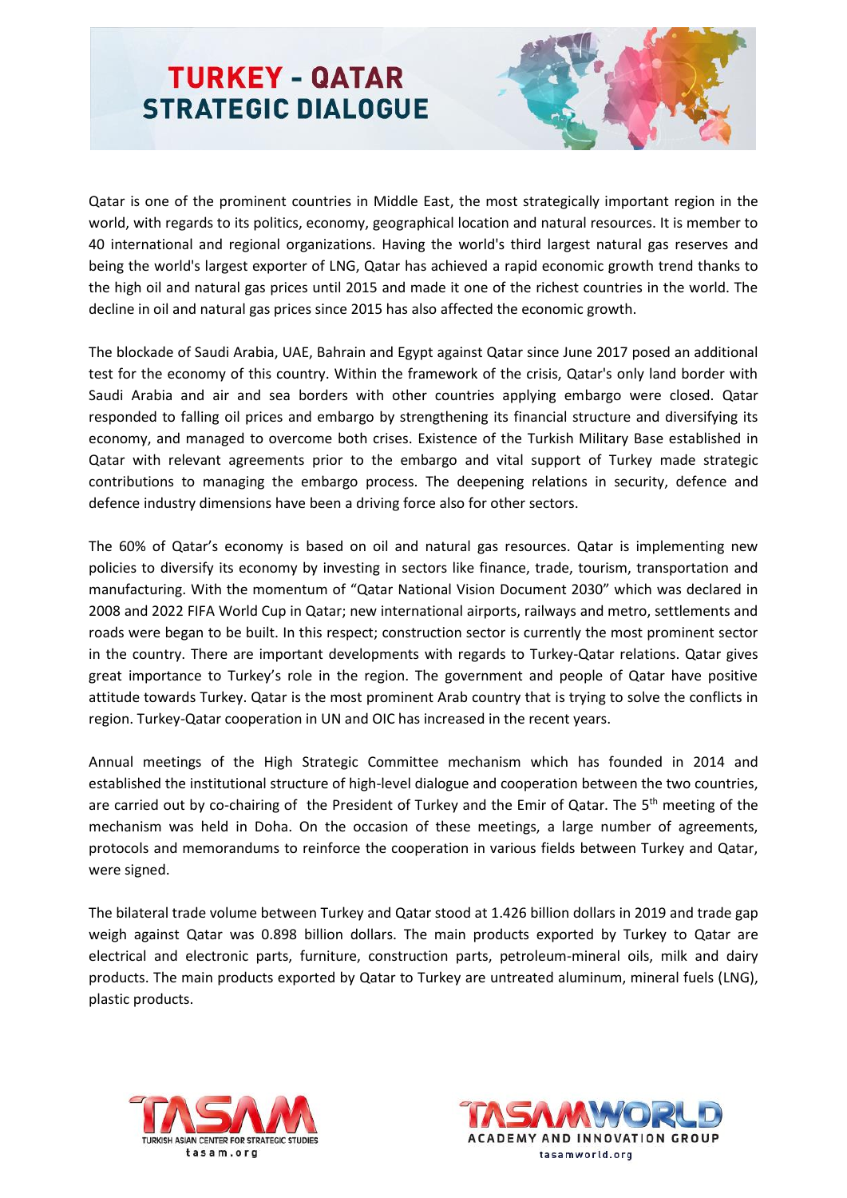# TURKEY - QATAR STRATEGIC DIALOGUE

Qatar is one of the prominent countries in Middle East, the most strategically important region in the world, with regards to its politics, economy, geographical location and natural resources. It is member to 40 international and regional organizations. Having the world's third largest natural gas reserves and being the world's largest exporter of LNG, Qatar has achieved a rapid economic growth trend thanks to the high oil and natural gas prices until 2015 and made it one of the richest countries in the world. The decline in oil and natural gas prices since 2015 has also affected the economic growth.

The blockade of Saudi Arabia, UAE, Bahrain and Egypt against Qatar since June 2017 posed an additional test for the economy of this country. Within the framework of the crisis, Qatar's only land border with Saudi Arabia and air and sea borders with other countries applying embargo were closed. Qatar responded to falling oil prices and embargo by strengthening its financial structure and diversifying its economy, and managed to overcome both crises. Existence of the Turkish Military Base established in Qatar with relevant agreements prior to the embargo and vital support of Turkey made strategic contributions to managing the embargo process. The deepening relations in security, defence and defence industry dimensions have been a driving force also for other sectors.

The 60% of Qatar's economy is based on oil and natural gas resources. Qatar is implementing new policies to diversify its economy by investing in sectors like finance, trade, tourism, transportation and manufacturing. With the momentum of "Qatar National Vision Document 2030" which was declared in 2008 and 2022 FIFA World Cup in Qatar; new international airports, railways and metro, settlements and roads were began to be built. In this respect; construction sector is currently the most prominent sector in the country. There are important developments with regards to Turkey-Qatar relations. Qatar gives great importance to Turkey's role in the region. The government and people of Qatar have positive attitude towards Turkey. Qatar is the most prominent Arab country that is trying to solve the conflicts in region. Turkey-Qatar cooperation in UN and OIC has increased in the recent years.

Annual meetings of the High Strategic Committee mechanism which has founded in 2014 and established the institutional structure of high-level dialogue and cooperation between the two countries, are carried out by co-chairing of the President of Turkey and the Emir of Qatar. The 5th meeting of the mechanism was held in Doha. On the occasion of these meetings, a large number of agreements, protocols and memorandums to reinforce the cooperation in various fields between Turkey and Qatar, were signed.

The bilateral trade volume between Turkey and Qatar stood at 1.426 billion dollars in 2019 and trade gap weigh against Qatar was 0.898 billion dollars. The main products exported by Turkey to Qatar are electrical and electronic parts, furniture, construction parts, petroleum-mineral oils, milk and dairy products. The main products exported by Qatar to Turkey are untreated aluminum, mineral fuels (LNG), plastic products.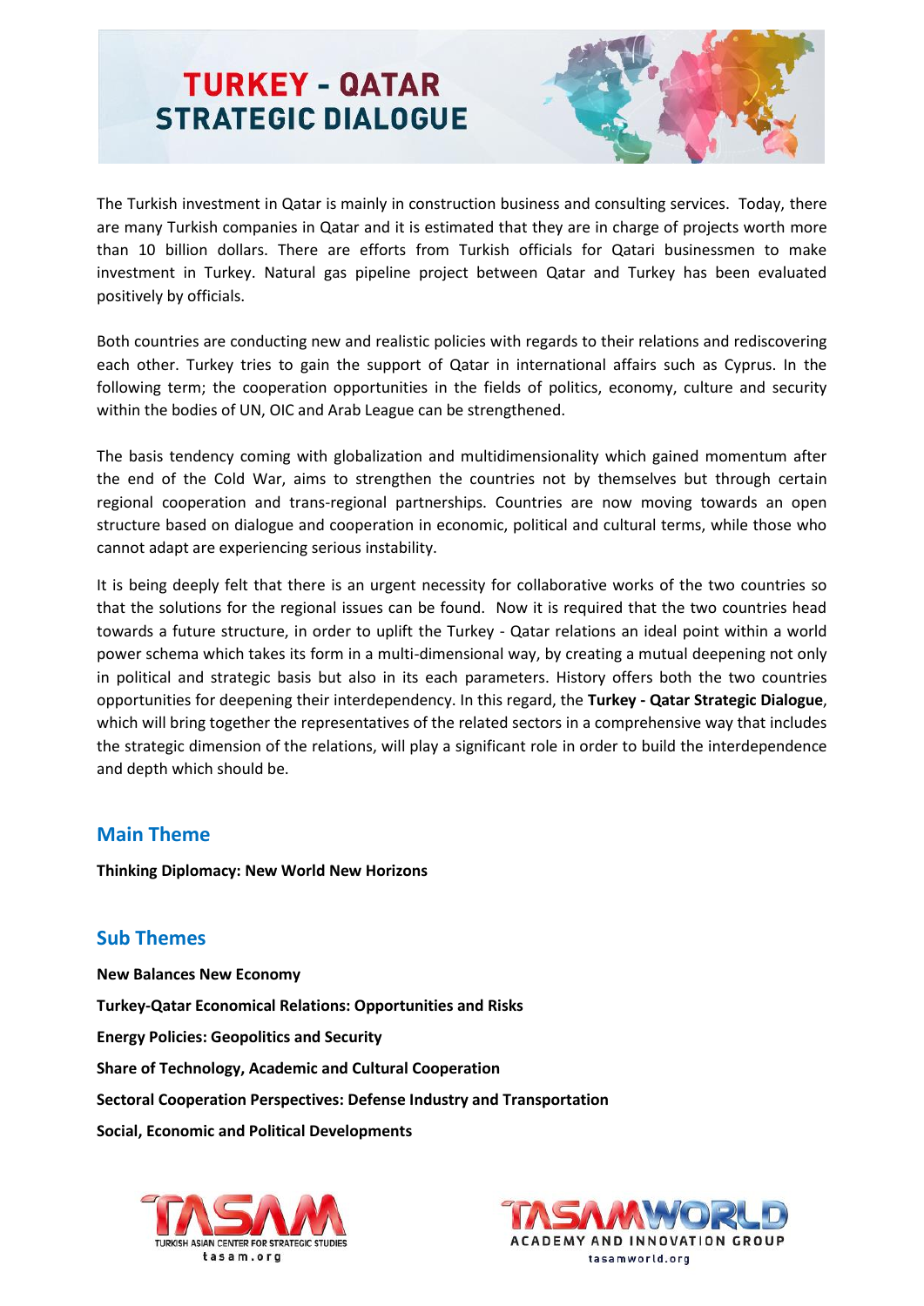The Turkish investment in Qatar is mainly in construction business and consulting services. Today, there are many Turkish companies in Qatar and it is estimated that they are in charge of projects worth more than 10 billion dollars. There are efforts from Turkish officials for Qatari businessmen to make investment in Turkey. Natural gas pipeline project between Qatar and Turkey has been evaluated positively by officials.

Both countries are conducting new and realistic policies with regards to their relations and rediscovering each other. Turkey tries to gain the support of Qatar in international affairs such as Cyprus. In the following term; the cooperation opportunities in the fields of politics, economy, culture and security within the bodies of UN, OIC and Arab League can be strengthened.

The basis tendency coming with globalization and multidimensionality which gained momentum after the end of the Cold War, aims to strengthen the countries not by themselves but through certain regional cooperation and trans-regional partnerships. Countries are now moving towards an open structure based on dialogue and cooperation in economic, political and cultural terms, while those who cannot adapt are experiencing serious instability.

It is being deeply felt that there is an urgent necessity for collaborative works of the two countries so that the solutions for the regional issues can be found. Now it is required that the two countries head towards a future structure, in order to uplift the Turkey - Qatar relations an ideal point within a world power schema which takes its form in a multi-dimensional way, by creating a mutual deepening not only in political and strategic basis but also in its each parameters. History offers both the two countries opportunities for deepening their interdependency. In this regard, the **Turkey - Qatar Strategic Dialogue**, which will bring together the representatives of the related sectors in a comprehensive way that includes the strategic dimension of the relations, will play a significant role in order to build the interdependence and depth which should be.

## Main Theme

**Thinking Diplomacy: New World New Horizons**

## Sub Themes

**New Balances New Economy**

**Turkey-Qatar Economical Relations: Opportunities and Risks**

**Energy Policies: Geopolitics and Security**

**Share of Technology, Academic and Cultural Cooperation**

**Sectoral Cooperation Perspectives: Defense Industry and Transportation**

**Social, Economic and Political Developments**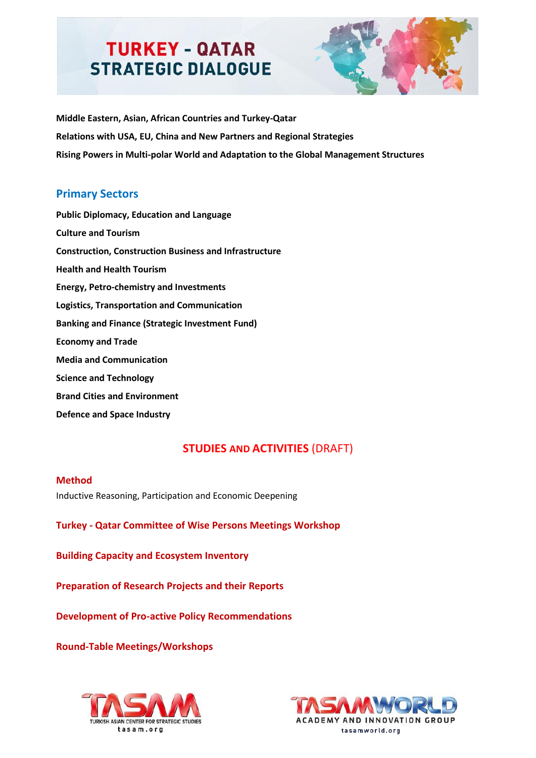**Middle Eastern, Asian, African Countries and Turkey-Qatar**

**Relations with USA, EU, China and New Partners and Regional Strategies**

**Rising Powers in Multi-polar World and Adaptation to the Global Management Structures**

## Primary Sectors

**Public Diplomacy, Education and Language**

**Culture and Tourism**

**Construction, Construction Business and Infrastructure**

**Health and Health Tourism**

**Energy, Petro-chemistry and Investments**

**Logistics, Transportation and Communication**

**Banking and Finance (Strategic Investment Fund)**

**Economy and Trade**

**Media and Communication**

**Science and Technology**

**Brand Cities and Environment**

**Defence and Space Industry**

## STUDIES AND ACTIVITIES (DRAFT)

### Method

Inductive Reasoning, Participation and Economic Deepening

### Turkey - Qatar Committee of Wise Persons Meetings Workshop

### Building Capacity and Ecosystem Inventory

### Preparation of Research Projects and their Reports

### Development of Pro-active Policy Recommendations

### Round-Table Meetings/Workshops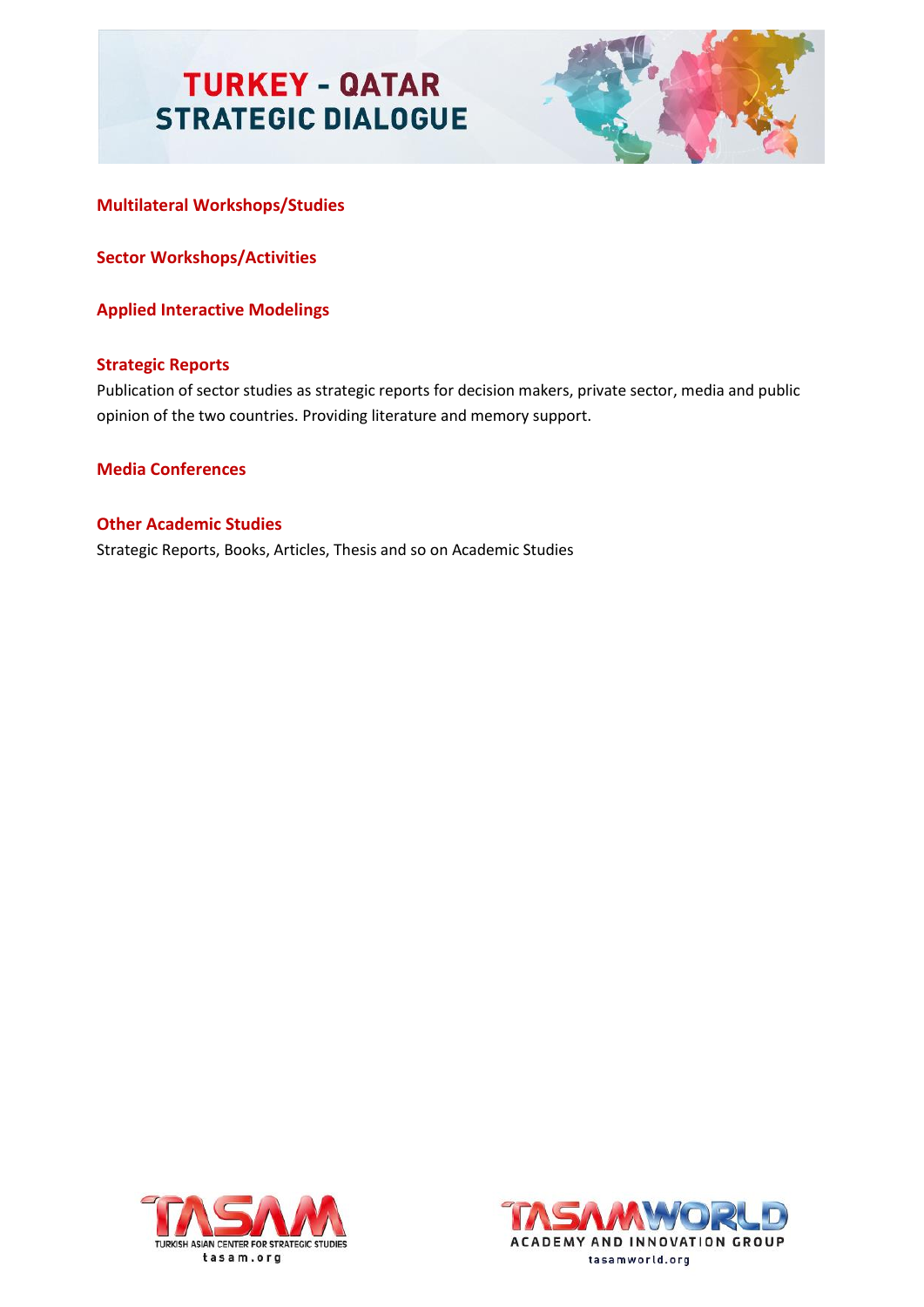**Multilateral Workshops/Studies**

**Sector Workshops/Activities**

**Applied Interactive Modelings**

**Strategic Reports**

Publication of sector studies as strategic reports for decision makers, private sector, media and public opinion of the two countries. Providing literature and memory support.

**Media Conferences**

**Other Academic Studies**

Strategic Reports, Books, Articles, Thesis and so on Academic Studies